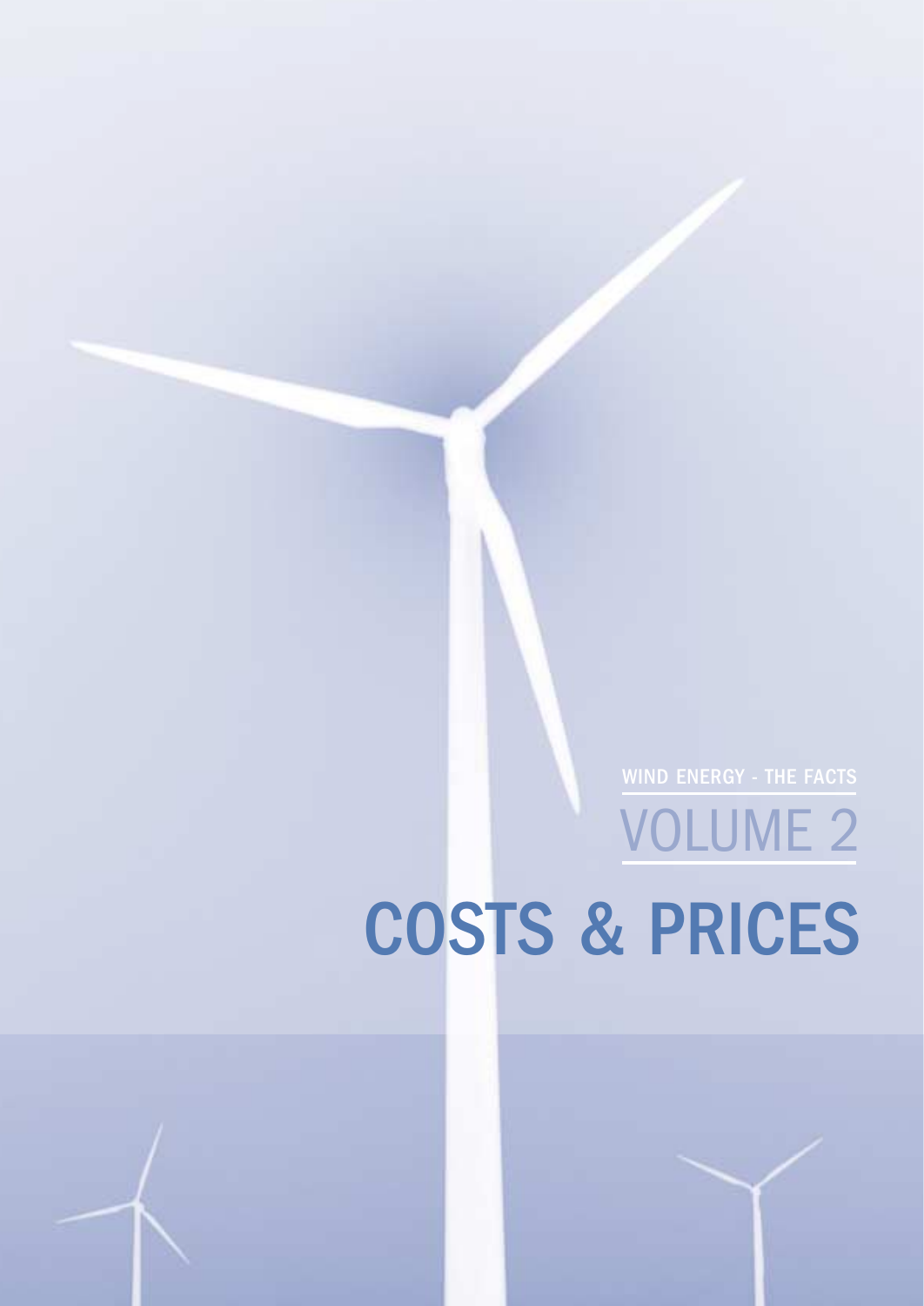WIND ENERGY - THE FACTS

VOLUME 2

# COSTS & PRICES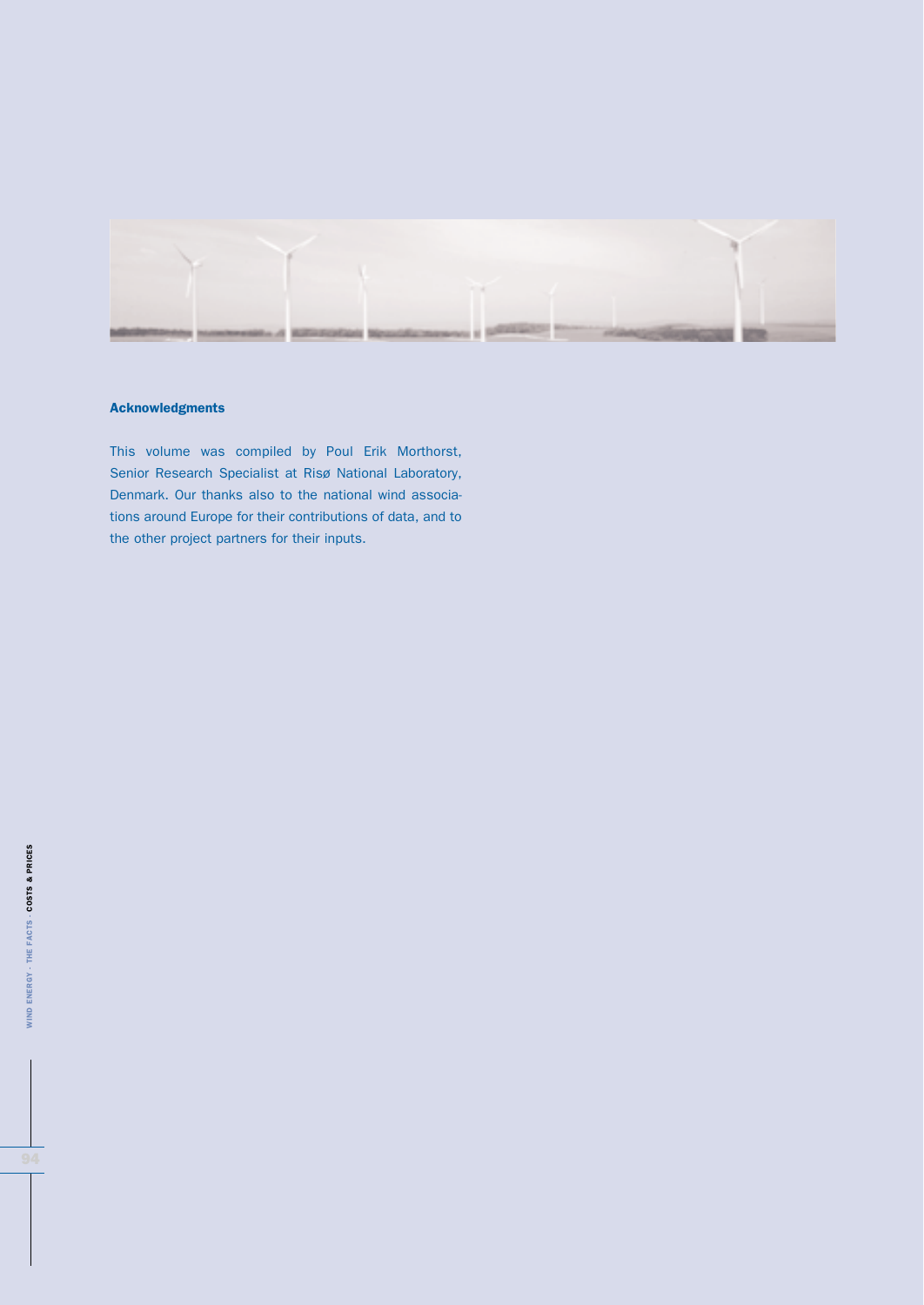### Acknowledgments

This volume was compiled by Poul Erik Morthorst, Senior Research Specialist at Risø National Laboratory, Denmark. Our thanks also to the national wind associations around Europe for their contributions of data, and to the other project partners for their inputs.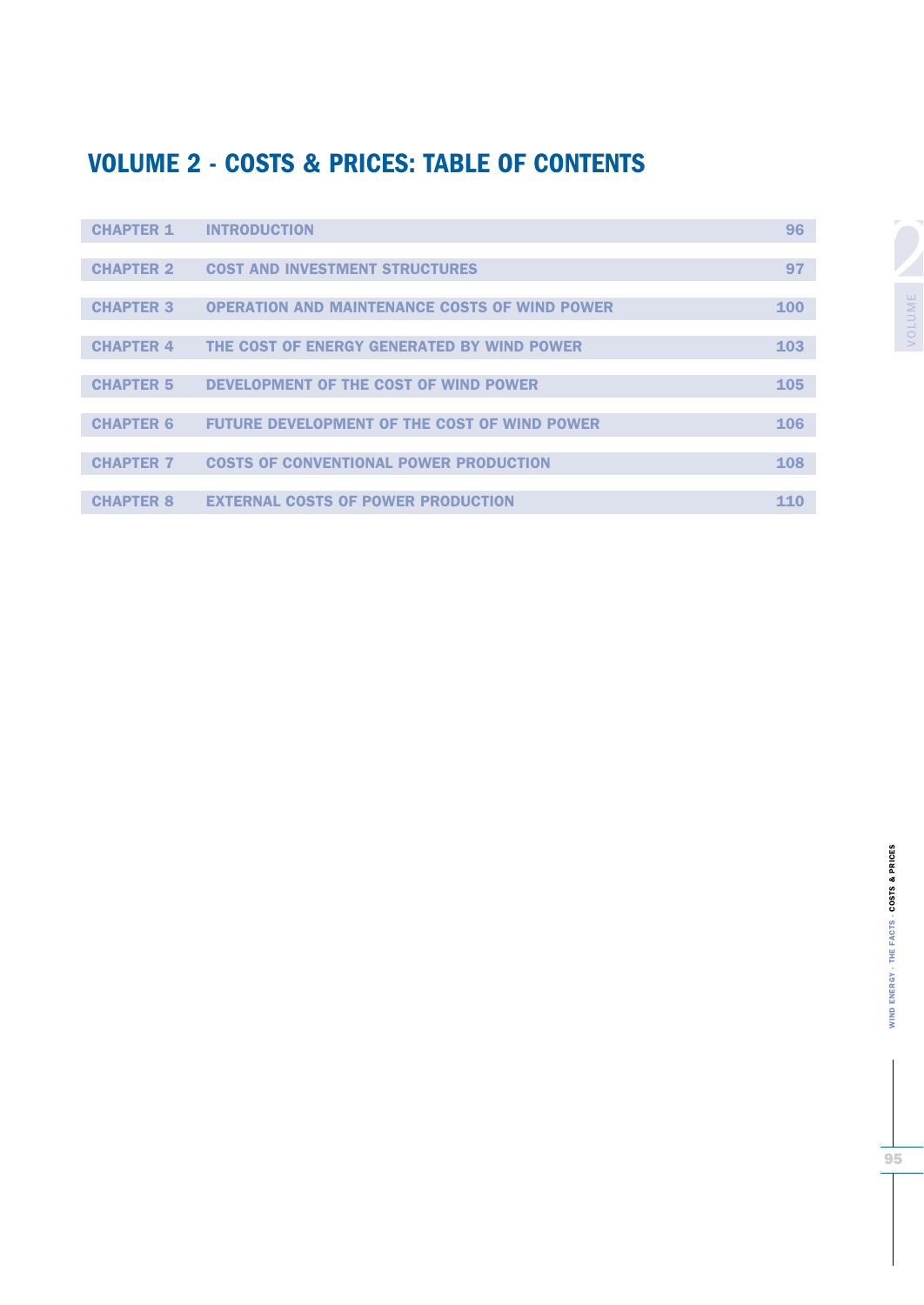# VOLUME 2 - COSTS & PRICES: TABLE OF CONTENTS

| | | |
|---|---|---|
| CHAPTER 1 | INTRODUCTION | 96 |
| CHAPTER 2 | COST AND INVESTMENT STRUCTURES | 97 |
| CHAPTER 3 | OPERATION AND MAINTENANCE COSTS OF WIND POWER | 100 |
| CHAPTER 4 | THE COST OF ENERGY GENERATED BY WIND POWER | 103 |
| CHAPTER 5 | DEVELOPMENT OF THE COST OF WIND POWER | 105 |
| CHAPTER 6 | FUTURE DEVELOPMENT OF THE COST OF WIND POWER | 106 |
| CHAPTER 7 | COSTS OF CONVENTIONAL POWER PRODUCTION | 108 |
| CHAPTER 8 | EXTERNAL COSTS OF POWER PRODUCTION | 110 |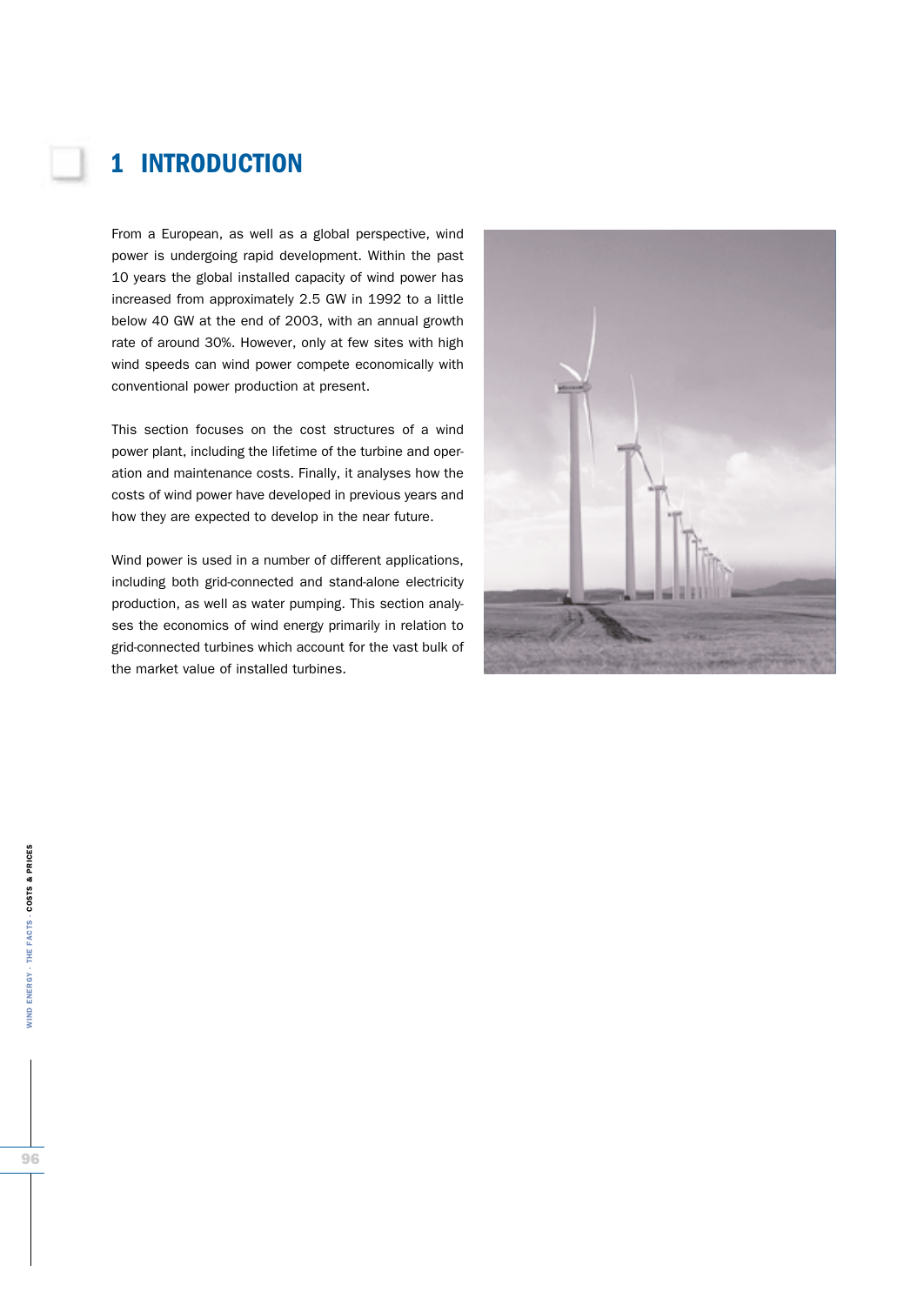# 1 INTRODUCTION

From a European, as well as a global perspective, wind power is undergoing rapid development. Within the past 10 years the global installed capacity of wind power has increased from approximately 2.5 GW in 1992 to a little below 40 GW at the end of 2003, with an annual growth rate of around 30%. However, only at few sites with high wind speeds can wind power compete economically with conventional power production at present.

This section focuses on the cost structures of a wind power plant, including the lifetime of the turbine and operation and maintenance costs. Finally, it analyses how the costs of wind power have developed in previous years and how they are expected to develop in the near future.

Wind power is used in a number of different applications, including both grid-connected and stand-alone electricity production, as well as water pumping. This section analyses the economics of wind energy primarily in relation to grid-connected turbines which account for the vast bulk of the market value of installed turbines.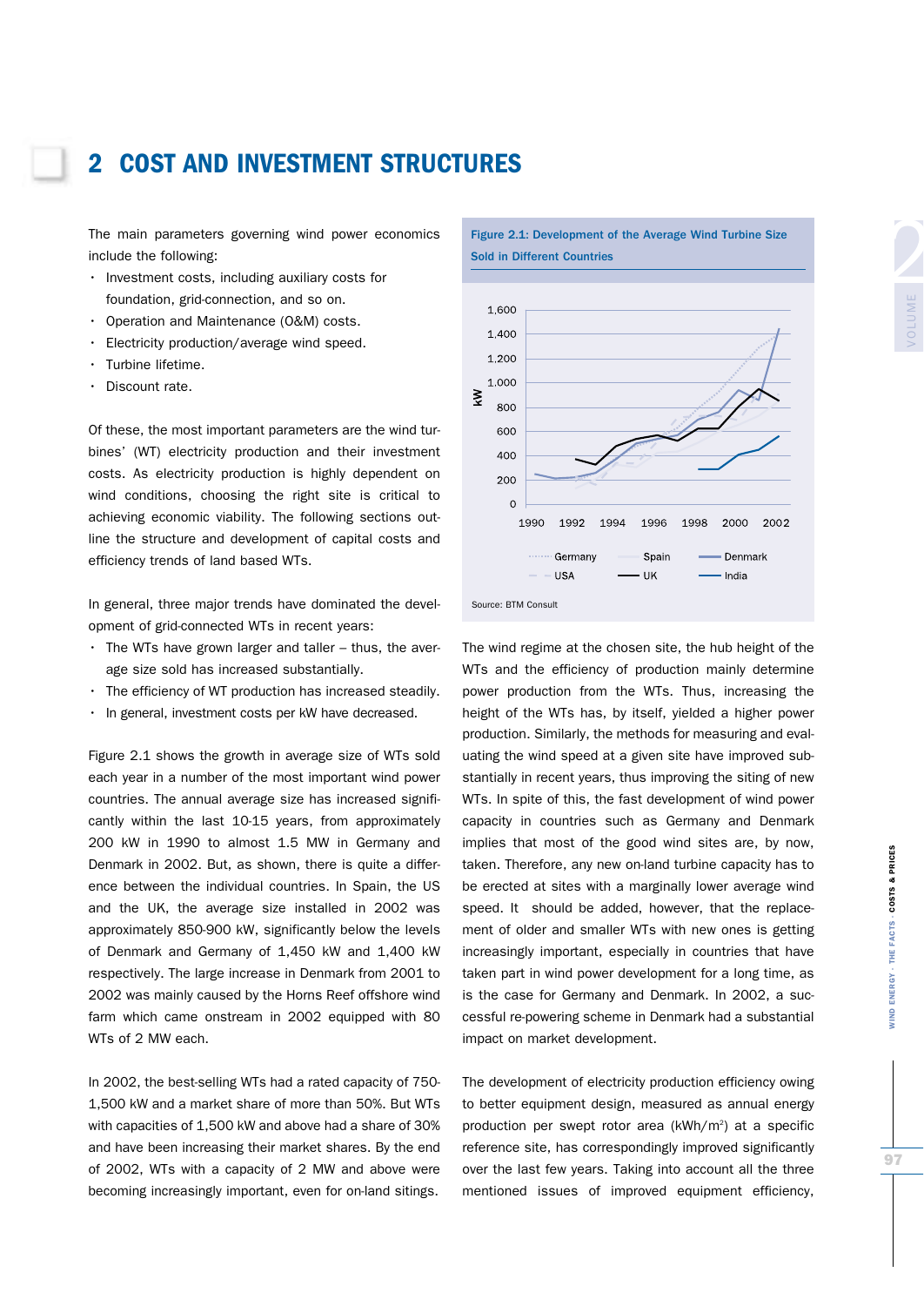// 2 COST AND INVESTMENT STRUCTURES

The main parameters governing wind power economics include the following:

- Investment costs, including auxiliary costs for foundation, grid-connection, and so on.
- Operation and Maintenance (O&M) costs.
- Electricity production/average wind speed.
- Turbine lifetime.
- Discount rate.

Of these, the most important parameters are the wind turbines' (WT) electricity production and their investment costs. As electricity production is highly dependent on wind conditions, choosing the right site is critical to achieving economic viability. The following sections outline the structure and development of capital costs and efficiency trends of land based WTs.

In general, three major trends have dominated the development of grid-connected WTs in recent years:

- The WTs have grown larger and taller – thus, the average size sold has increased substantially.
- The efficiency of WT production has increased steadily.
- In general, investment costs per kW have decreased.

Figure 2.1 shows the growth in average size of WTs sold each year in a number of the most important wind power countries. The annual average size has increased significantly within the last 10-15 years, from approximately 200 kW in 1990 to almost 1.5 MW in Germany and Denmark in 2002. But, as shown, there is quite a difference between the individual countries. In Spain, the US and the UK, the average size installed in 2002 was approximately 850-900 kW, significantly below the levels of Denmark and Germany of 1,450 kW and 1,400 kW respectively. The large increase in Denmark from 2001 to 2002 was mainly caused by the Horns Reef offshore wind farm which came onstream in 2002 equipped with 80 WTs of 2 MW each.

In 2002, the best-selling WTs had a rated capacity of 750-1,500 kW and a market share of more than 50%. But WTs with capacities of 1,500 kW and above had a share of 30% and have been increasing their market shares. By the end of 2002, WTs with a capacity of 2 MW and above were becoming increasingly important, even for on-land sitings.

**Figure 2.1: Development of the Average Wind Turbine Size Sold in Different Countries**

Source: BTM Consult

The wind regime at the chosen site, the hub height of the WTs and the efficiency of production mainly determine power production from the WTs. Thus, increasing the height of the WTs has, by itself, yielded a higher power production. Similarly, the methods for measuring and evaluating the wind speed at a given site have improved substantially in recent years, thus improving the siting of new WTs. In spite of this, the fast development of wind power capacity in countries such as Germany and Denmark implies that most of the good wind sites are, by now, taken. Therefore, any new on-land turbine capacity has to be erected at sites with a marginally lower average wind speed. It should be added, however, that the replacement of older and smaller WTs with new ones is getting increasingly important, especially in countries that have taken part in wind power development for a long time, as is the case for Germany and Denmark. In 2002, a successful re-powering scheme in Denmark had a substantial impact on market development.

The development of electricity production efficiency owing to better equipment design, measured as annual energy production per swept rotor area ($kWh/m^2$) at a specific reference site, has correspondingly improved significantly over the last few years. Taking into account all the three mentioned issues of improved equipment efficiency,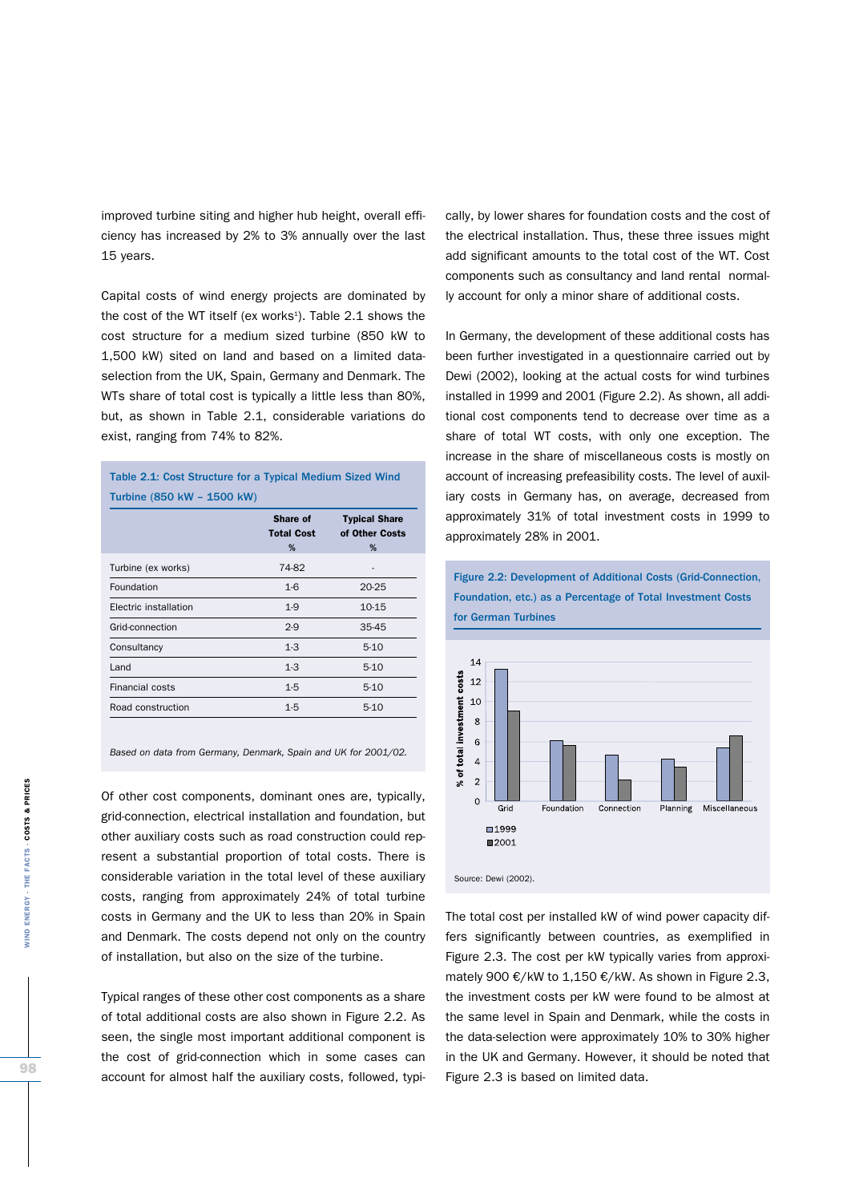improved turbine siting and higher hub height, overall efficiency has increased by 2% to 3% annually over the last 15 years.

Capital costs of wind energy projects are dominated by the cost of the WT itself (ex works[1]). Table 2.1 shows the cost structure for a medium sized turbine (850 kW to 1,500 kW) sited on land and based on a limited data-selection from the UK, Spain, Germany and Denmark. The WTs share of total cost is typically a little less than 80%, but, as shown in Table 2.1, considerable variations do exist, ranging from 74% to 82%.

**Table 2.1: Cost Structure for a Typical Medium Sized Wind Turbine (850 kW – 1500 kW)**

| | Share of Total Cost % | Typical Share of Other Costs % |
|---|---|---|
| Turbine (ex works) | 74-82 | - |
| Foundation | 1-6 | 20-25 |
| Electric installation | 1-9 | 10-15 |
| Grid-connection | 2-9 | 35-45 |
| Consultancy | 1-3 | 5-10 |
| Land | 1-3 | 5-10 |
| Financial costs | 1-5 | 5-10 |
| Road construction | 1-5 | 5-10 |

*Based on data from Germany, Denmark, Spain and UK for 2001/02.*

Of other cost components, dominant ones are, typically, grid-connection, electrical installation and foundation, but other auxiliary costs such as road construction could represent a substantial proportion of total costs. There is considerable variation in the total level of these auxiliary costs, ranging from approximately 24% of total turbine costs in Germany and the UK to less than 20% in Spain and Denmark. The costs depend not only on the country of installation, but also on the size of the turbine.

Typical ranges of these other cost components as a share of total additional costs are also shown in Figure 2.2. As seen, the single most important additional component is the cost of grid-connection which in some cases can account for almost half the auxiliary costs, followed, typically, by lower shares for foundation costs and the cost of the electrical installation. Thus, these three issues might add significant amounts to the total cost of the WT. Cost components such as consultancy and land rental normally account for only a minor share of additional costs.

In Germany, the development of these additional costs has been further investigated in a questionnaire carried out by Dewi (2002), looking at the actual costs for wind turbines installed in 1999 and 2001 (Figure 2.2). As shown, all additional cost components tend to decrease over time as a share of total WT costs, with only one exception. The increase in the share of miscellaneous costs is mostly on account of increasing prefeasibility costs. The level of auxiliary costs in Germany has, on average, decreased from approximately 31% of total investment costs in 1999 to approximately 28% in 2001.

**Figure 2.2: Development of Additional Costs (Grid-Connection, Foundation, etc.) as a Percentage of Total Investment Costs for German Turbines**

Source: Dewi (2002).

The total cost per installed kW of wind power capacity differs significantly between countries, as exemplified in Figure 2.3. The cost per kW typically varies from approximately 900 €/kW to 1,150 €/kW. As shown in Figure 2.3, the investment costs per kW were found to be almost at the same level in Spain and Denmark, while the costs in the data-selection were approximately 10% to 30% higher in the UK and Germany. However, it should be noted that Figure 2.3 is based on limited data.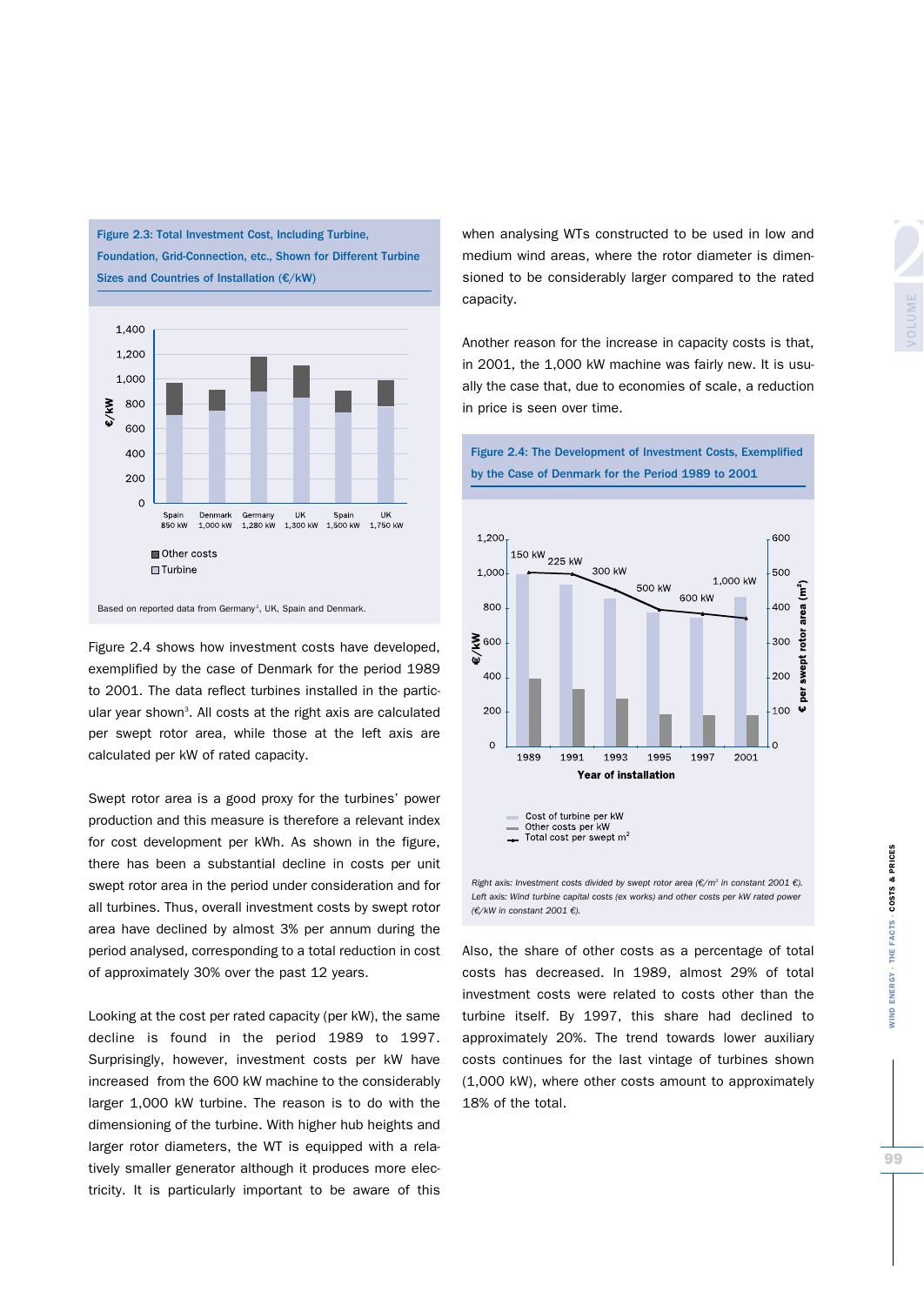**Figure 2.3: Total Investment Cost, Including Turbine, Foundation, Grid-Connection, etc., Shown for Different Turbine Sizes and Countries of Installation (€/kW)**

Based on reported data from Germany[2], UK, Spain and Denmark.

Figure 2.4 shows how investment costs have developed, exemplified by the case of Denmark for the period 1989 to 2001. The data reflect turbines installed in the particular year shown[3]. All costs at the right axis are calculated per swept rotor area, while those at the left axis are calculated per kW of rated capacity.

Swept rotor area is a good proxy for the turbines' power production and this measure is therefore a relevant index for cost development per kWh. As shown in the figure, there has been a substantial decline in costs per unit swept rotor area in the period under consideration and for all turbines. Thus, overall investment costs by swept rotor area have declined by almost 3% per annum during the period analysed, corresponding to a total reduction in cost of approximately 30% over the past 12 years.

Looking at the cost per rated capacity (per kW), the same decline is found in the period 1989 to 1997. Surprisingly, however, investment costs per kW have increased from the 600 kW machine to the considerably larger 1,000 kW turbine. The reason is to do with the dimensioning of the turbine. With higher hub heights and larger rotor diameters, the WT is equipped with a relatively smaller generator although it produces more electricity. It is particularly important to be aware of this when analysing WTs constructed to be used in low and medium wind areas, where the rotor diameter is dimensioned to be considerably larger compared to the rated capacity.

Another reason for the increase in capacity costs is that, in 2001, the 1,000 kW machine was fairly new. It is usually the case that, due to economies of scale, a reduction in price is seen over time.

**Figure 2.4: The Development of Investment Costs, Exemplified by the Case of Denmark for the Period 1989 to 2001**

*Right axis: Investment costs divided by swept rotor area (€/m² in constant 2001 €). Left axis: Wind turbine capital costs (ex works) and other costs per kW rated power (€/kW in constant 2001 €).*

Also, the share of other costs as a percentage of total costs has decreased. In 1989, almost 29% of total investment costs were related to costs other than the turbine itself. By 1997, this share had declined to approximately 20%. The trend towards lower auxiliary costs continues for the last vintage of turbines shown (1,000 kW), where other costs amount to approximately 18% of the total.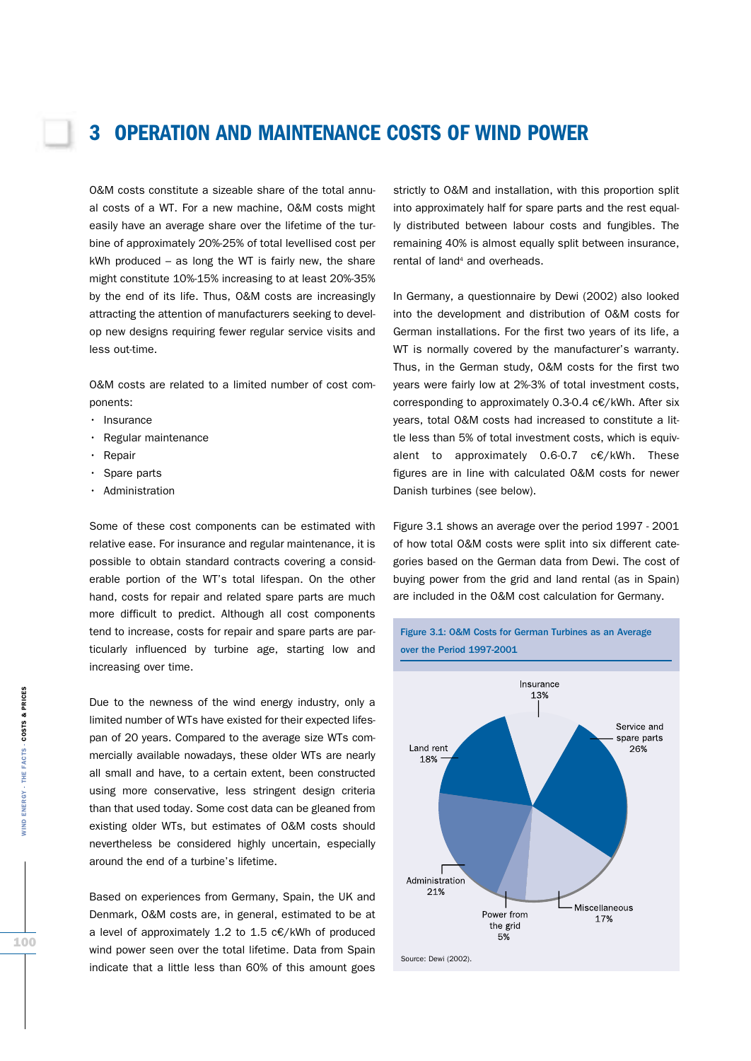# 3 OPERATION AND MAINTENANCE COSTS OF WIND POWER

O&M costs constitute a sizeable share of the total annual costs of a WT. For a new machine, O&M costs might easily have an average share over the lifetime of the turbine of approximately 20%-25% of total levellised cost per kWh produced – as long the WT is fairly new, the share might constitute 10%-15% increasing to at least 20%-35% by the end of its life. Thus, O&M costs are increasingly attracting the attention of manufacturers seeking to develop new designs requiring fewer regular service visits and less out-time.

O&M costs are related to a limited number of cost components:

- Insurance
- Regular maintenance
- Repair
- Spare parts
- Administration

Some of these cost components can be estimated with relative ease. For insurance and regular maintenance, it is possible to obtain standard contracts covering a considerable portion of the WT's total lifespan. On the other hand, costs for repair and related spare parts are much more difficult to predict. Although all cost components tend to increase, costs for repair and spare parts are particularly influenced by turbine age, starting low and increasing over time.

Due to the newness of the wind energy industry, only a limited number of WTs have existed for their expected lifespan of 20 years. Compared to the average size WTs commercially available nowadays, these older WTs are nearly all small and have, to a certain extent, been constructed using more conservative, less stringent design criteria than that used today. Some cost data can be gleaned from existing older WTs, but estimates of O&M costs should nevertheless be considered highly uncertain, especially around the end of a turbine's lifetime.

Based on experiences from Germany, Spain, the UK and Denmark, O&M costs are, in general, estimated to be at a level of approximately 1.2 to 1.5 c€/kWh of produced wind power seen over the total lifetime. Data from Spain indicate that a little less than 60% of this amount goes strictly to O&M and installation, with this proportion split into approximately half for spare parts and the rest equally distributed between labour costs and fungibles. The remaining 40% is almost equally split between insurance, rental of land[4] and overheads.

In Germany, a questionnaire by Dewi (2002) also looked into the development and distribution of O&M costs for German installations. For the first two years of its life, a WT is normally covered by the manufacturer's warranty. Thus, in the German study, O&M costs for the first two years were fairly low at 2%-3% of total investment costs, corresponding to approximately 0.3-0.4 c€/kWh. After six years, total O&M costs had increased to constitute a little less than 5% of total investment costs, which is equivalent to approximately 0.6-0.7 c€/kWh. These figures are in line with calculated O&M costs for newer Danish turbines (see below).

Figure 3.1 shows an average over the period 1997 - 2001 of how total O&M costs were split into six different categories based on the German data from Dewi. The cost of buying power from the grid and land rental (as in Spain) are included in the O&M cost calculation for Germany.

**Figure 3.1: O&M Costs for German Turbines as an Average over the Period 1997-2001**

| Category | Share |
|---|---|
| Insurance | 13% |
| Service and spare parts | 26% |
| Miscellaneous | 17% |
| Power from the grid | 5% |
| Administration | 21% |
| Land rent | 18% |

Source: Dewi (2002).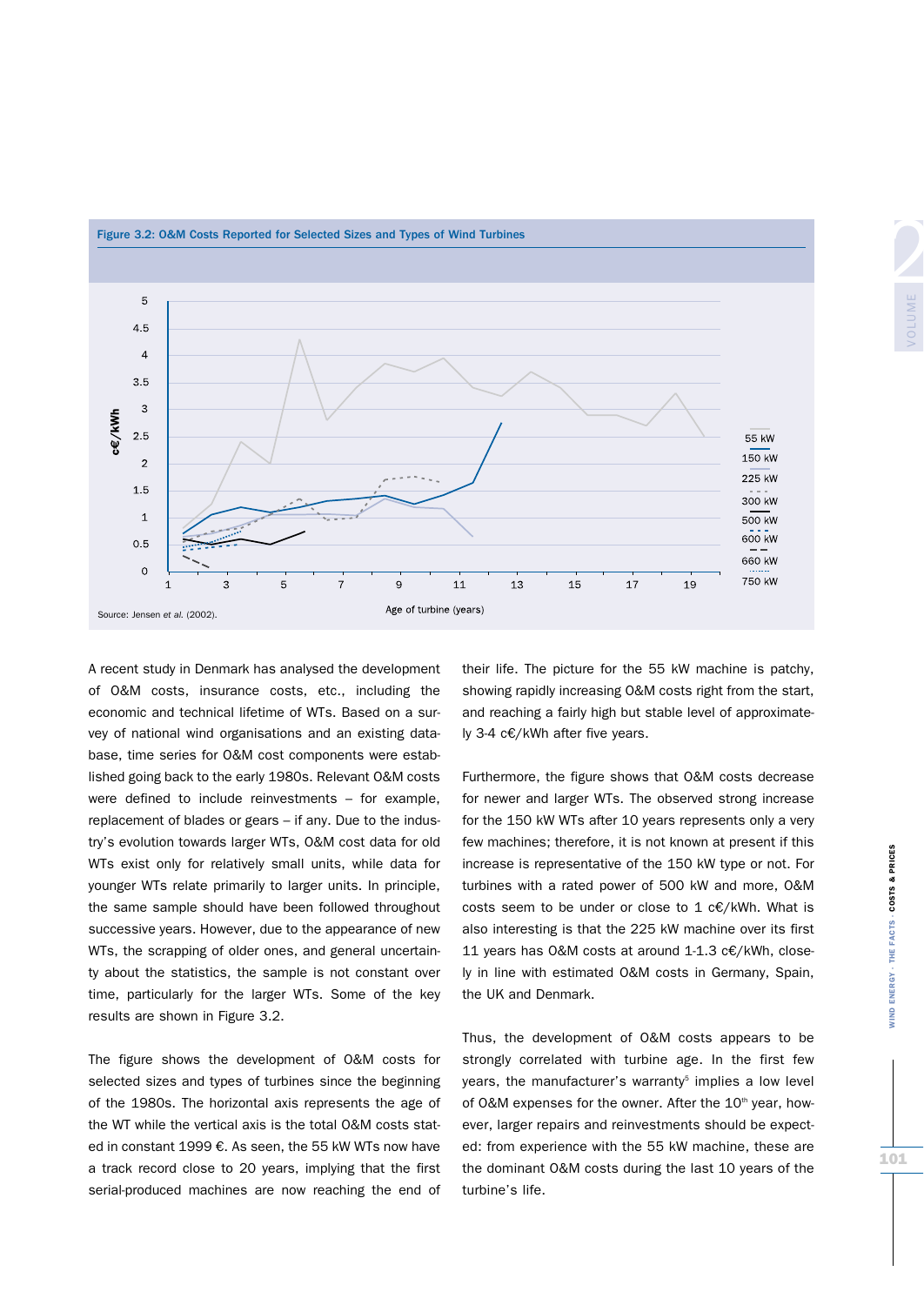**Figure 3.2: O&M Costs Reported for Selected Sizes and Types of Wind Turbines**

Source: Jensen *et al.* (2002).

A recent study in Denmark has analysed the development of O&M costs, insurance costs, etc., including the economic and technical lifetime of WTs. Based on a survey of national wind organisations and an existing database, time series for O&M cost components were established going back to the early 1980s. Relevant O&M costs were defined to include reinvestments – for example, replacement of blades or gears – if any. Due to the industry's evolution towards larger WTs, O&M cost data for old WTs exist only for relatively small units, while data for younger WTs relate primarily to larger units. In principle, the same sample should have been followed throughout successive years. However, due to the appearance of new WTs, the scrapping of older ones, and general uncertainty about the statistics, the sample is not constant over time, particularly for the larger WTs. Some of the key results are shown in Figure 3.2.

The figure shows the development of O&M costs for selected sizes and types of turbines since the beginning of the 1980s. The horizontal axis represents the age of the WT while the vertical axis is the total O&M costs stated in constant 1999 €. As seen, the 55 kW WTs now have a track record close to 20 years, implying that the first serial-produced machines are now reaching the end of their life. The picture for the 55 kW machine is patchy, showing rapidly increasing O&M costs right from the start, and reaching a fairly high but stable level of approximately 3-4 c€/kWh after five years.

Furthermore, the figure shows that O&M costs decrease for newer and larger WTs. The observed strong increase for the 150 kW WTs after 10 years represents only a very few machines; therefore, it is not known at present if this increase is representative of the 150 kW type or not. For turbines with a rated power of 500 kW and more, O&M costs seem to be under or close to 1 c€/kWh. What is also interesting is that the 225 kW machine over its first 11 years has O&M costs at around 1-1.3 c€/kWh, closely in line with estimated O&M costs in Germany, Spain, the UK and Denmark.

Thus, the development of O&M costs appears to be strongly correlated with turbine age. In the first few years, the manufacturer's warranty[5] implies a low level of O&M expenses for the owner. After the 10th year, however, larger repairs and reinvestments should be expected: from experience with the 55 kW machine, these are the dominant O&M costs during the last 10 years of the turbine's life.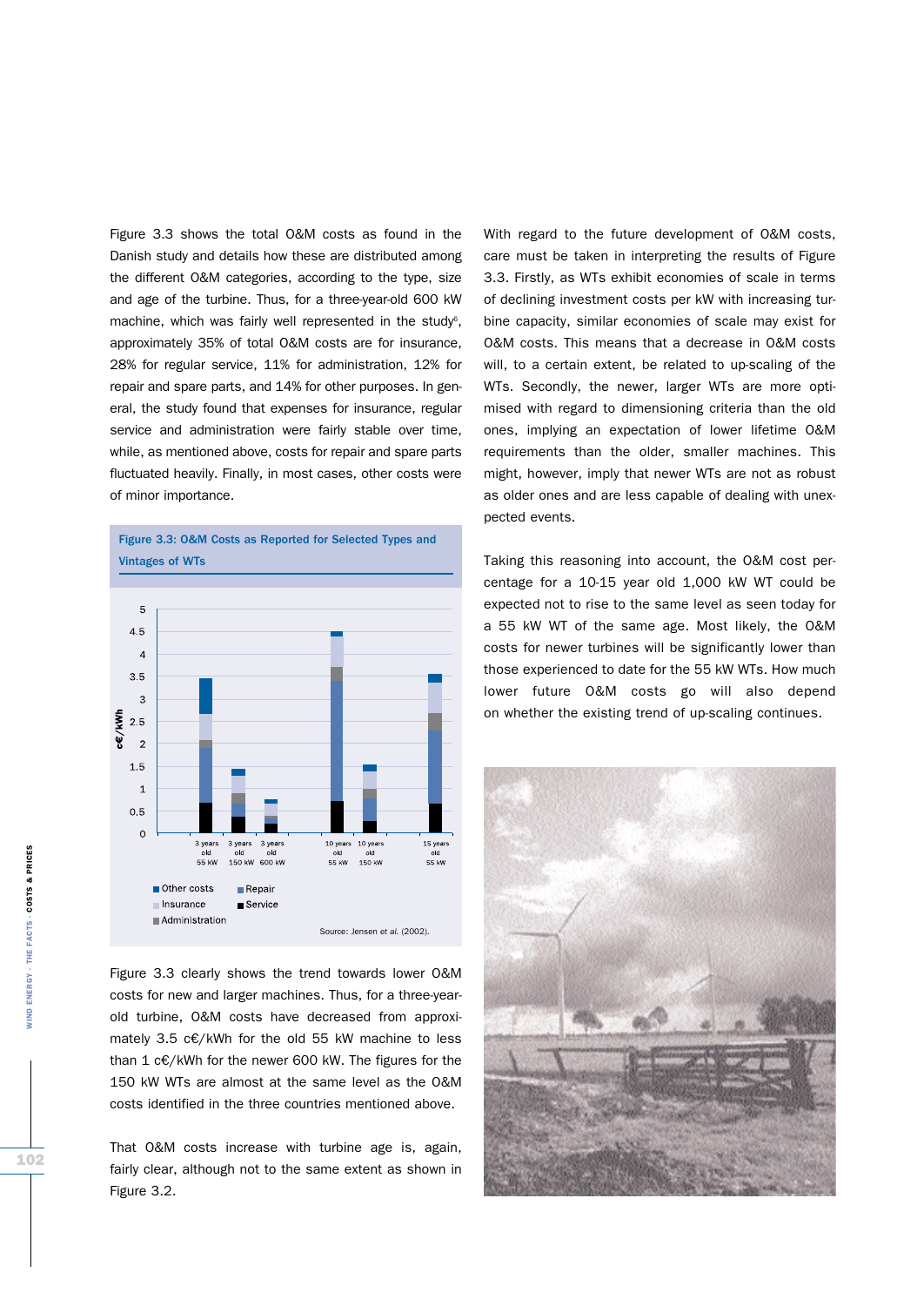Figure 3.3 shows the total O&M costs as found in the Danish study and details how these are distributed among the different O&M categories, according to the type, size and age of the turbine. Thus, for a three-year-old 600 kW machine, which was fairly well represented in the study[6], approximately 35% of total O&M costs are for insurance, 28% for regular service, 11% for administration, 12% for repair and spare parts, and 14% for other purposes. In general, the study found that expenses for insurance, regular service and administration were fairly stable over time, while, as mentioned above, costs for repair and spare parts fluctuated heavily. Finally, in most cases, other costs were of minor importance.

**Figure 3.3: O&M Costs as Reported for Selected Types and Vintages of WTs**

Source: Jensen *et al.* (2002).

Figure 3.3 clearly shows the trend towards lower O&M costs for new and larger machines. Thus, for a three-year-old turbine, O&M costs have decreased from approximately 3.5 c€/kWh for the old 55 kW machine to less than 1 c€/kWh for the newer 600 kW. The figures for the 150 kW WTs are almost at the same level as the O&M costs identified in the three countries mentioned above.

That O&M costs increase with turbine age is, again, fairly clear, although not to the same extent as shown in Figure 3.2.

With regard to the future development of O&M costs, care must be taken in interpreting the results of Figure 3.3. Firstly, as WTs exhibit economies of scale in terms of declining investment costs per kW with increasing turbine capacity, similar economies of scale may exist for O&M costs. This means that a decrease in O&M costs will, to a certain extent, be related to up-scaling of the WTs. Secondly, the newer, larger WTs are more optimised with regard to dimensioning criteria than the old ones, implying an expectation of lower lifetime O&M requirements than the older, smaller machines. This might, however, imply that newer WTs are not as robust as older ones and are less capable of dealing with unexpected events.

Taking this reasoning into account, the O&M cost percentage for a 10-15 year old 1,000 kW WT could be expected not to rise to the same level as seen today for a 55 kW WT of the same age. Most likely, the O&M costs for newer turbines will be significantly lower than those experienced to date for the 55 kW WTs. How much lower future O&M costs go will also depend on whether the existing trend of up-scaling continues.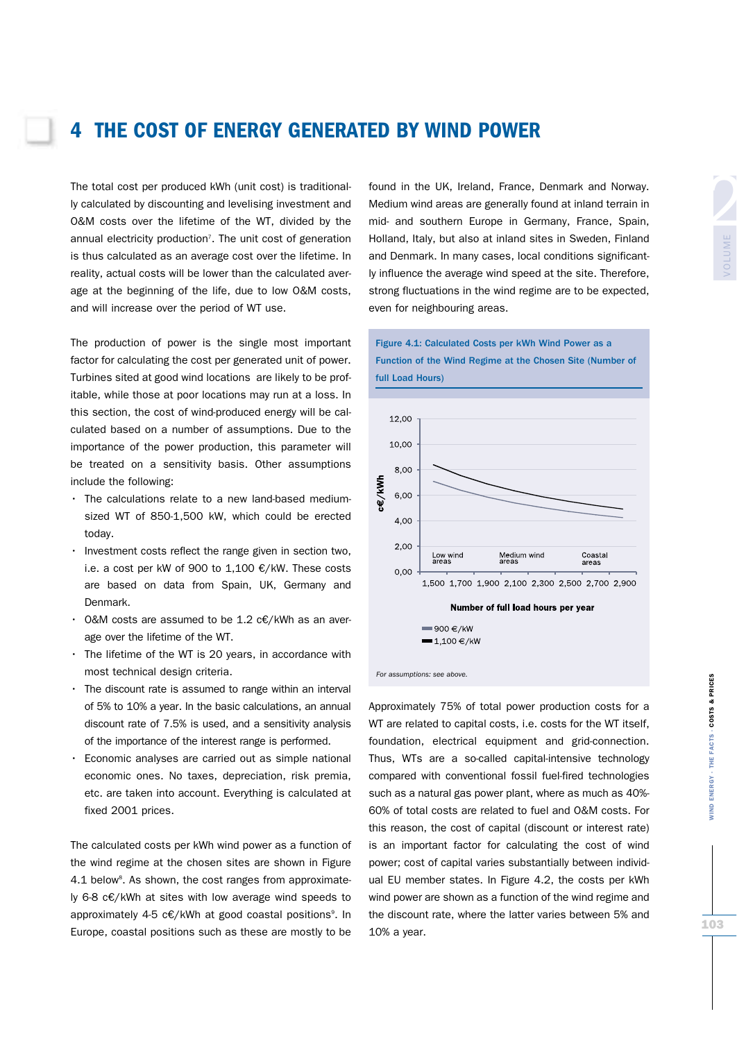# 4 THE COST OF ENERGY GENERATED BY WIND POWER

The total cost per produced kWh (unit cost) is traditionally calculated by discounting and levelising investment and O&M costs over the lifetime of the WT, divided by the annual electricity production[7]. The unit cost of generation is thus calculated as an average cost over the lifetime. In reality, actual costs will be lower than the calculated average at the beginning of the life, due to low O&M costs, and will increase over the period of WT use.

The production of power is the single most important factor for calculating the cost per generated unit of power. Turbines sited at good wind locations are likely to be profitable, while those at poor locations may run at a loss. In this section, the cost of wind-produced energy will be calculated based on a number of assumptions. Due to the importance of the power production, this parameter will be treated on a sensitivity basis. Other assumptions include the following:

- The calculations relate to a new land-based medium-sized WT of 850-1,500 kW, which could be erected today.
- Investment costs reflect the range given in section two, i.e. a cost per kW of 900 to 1,100 €/kW. These costs are based on data from Spain, UK, Germany and Denmark.
- O&M costs are assumed to be 1.2 c€/kWh as an average over the lifetime of the WT.
- The lifetime of the WT is 20 years, in accordance with most technical design criteria.
- The discount rate is assumed to range within an interval of 5% to 10% a year. In the basic calculations, an annual discount rate of 7.5% is used, and a sensitivity analysis of the importance of the interest range is performed.
- Economic analyses are carried out as simple national economic ones. No taxes, depreciation, risk premia, etc. are taken into account. Everything is calculated at fixed 2001 prices.

The calculated costs per kWh wind power as a function of the wind regime at the chosen sites are shown in Figure 4.1 below[8]. As shown, the cost ranges from approximately 6-8 c€/kWh at sites with low average wind speeds to approximately 4-5 c€/kWh at good coastal positions[9]. In Europe, coastal positions such as these are mostly to be found in the UK, Ireland, France, Denmark and Norway. Medium wind areas are generally found at inland terrain in mid- and southern Europe in Germany, France, Spain, Holland, Italy, but also at inland sites in Sweden, Finland and Denmark. In many cases, local conditions significantly influence the average wind speed at the site. Therefore, strong fluctuations in the wind regime are to be expected, even for neighbouring areas.

**Figure 4.1: Calculated Costs per kWh Wind Power as a Function of the Wind Regime at the Chosen Site (Number of full Load Hours)**

*For assumptions: see above.*

Approximately 75% of total power production costs for a WT are related to capital costs, i.e. costs for the WT itself, foundation, electrical equipment and grid-connection. Thus, WTs are a so-called capital-intensive technology compared with conventional fossil fuel-fired technologies such as a natural gas power plant, where as much as 40%-60% of total costs are related to fuel and O&M costs. For this reason, the cost of capital (discount or interest rate) is an important factor for calculating the cost of wind power; cost of capital varies substantially between individual EU member states. In Figure 4.2, the costs per kWh wind power are shown as a function of the wind regime and the discount rate, where the latter varies between 5% and 10% a year.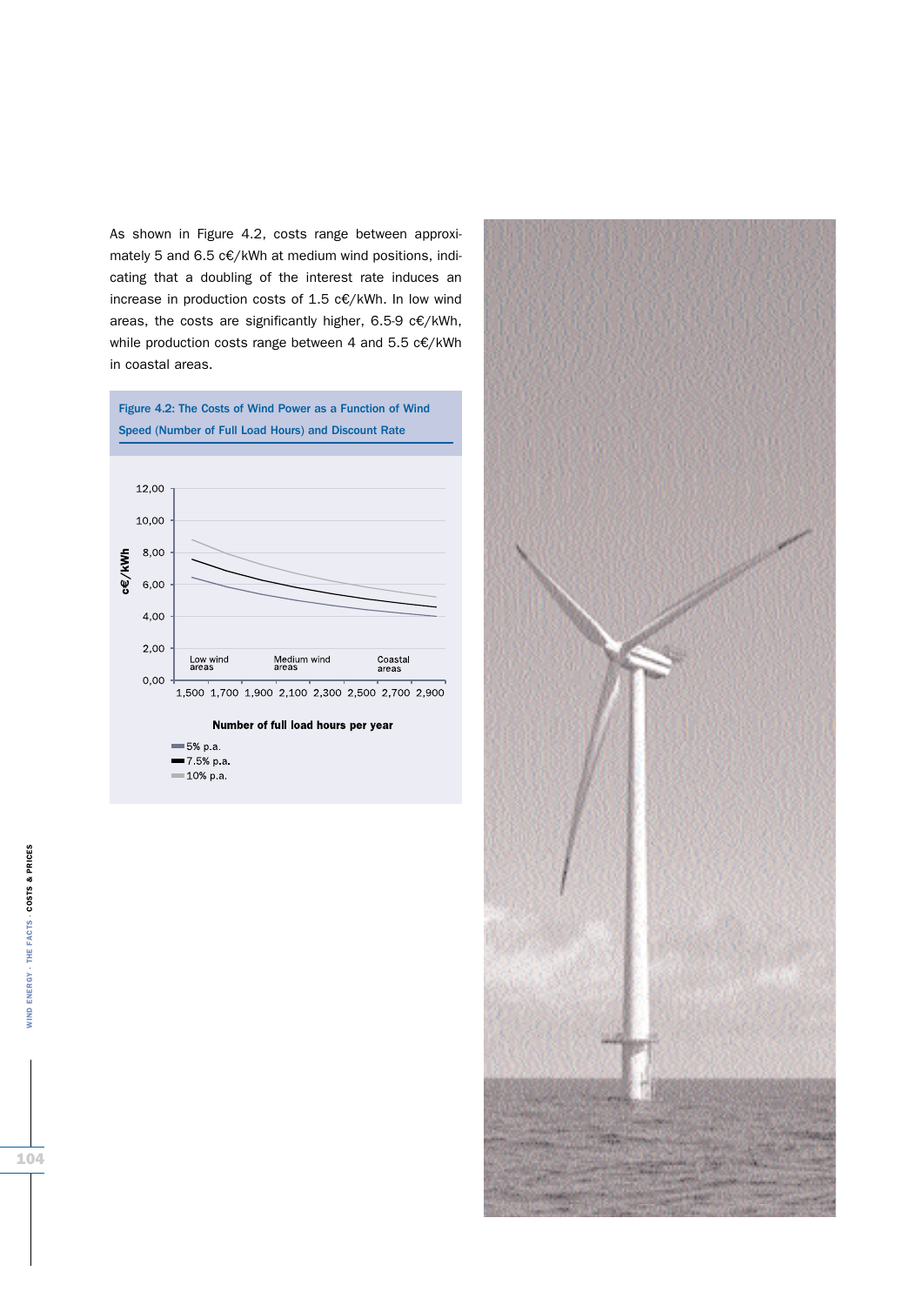As shown in Figure 4.2, costs range between approximately 5 and 6.5 c€/kWh at medium wind positions, indicating that a doubling of the interest rate induces an increase in production costs of 1.5 c€/kWh. In low wind areas, the costs are significantly higher, 6.5-9 c€/kWh, while production costs range between 4 and 5.5 c€/kWh in coastal areas.

**Figure 4.2: The Costs of Wind Power as a Function of Wind Speed (Number of Full Load Hours) and Discount Rate**

c€/kWh: 12,00; 10,00; 8,00; 6,00; 4,00; 2,00; 0,00

Low wind areas — Medium wind areas — Coastal areas

1,500 1,700 1,900 2,100 2,300 2,500 2,700 2,900

Number of full load hours per year

- 5% p.a.
- 7.5% p.a.
- 10% p.a.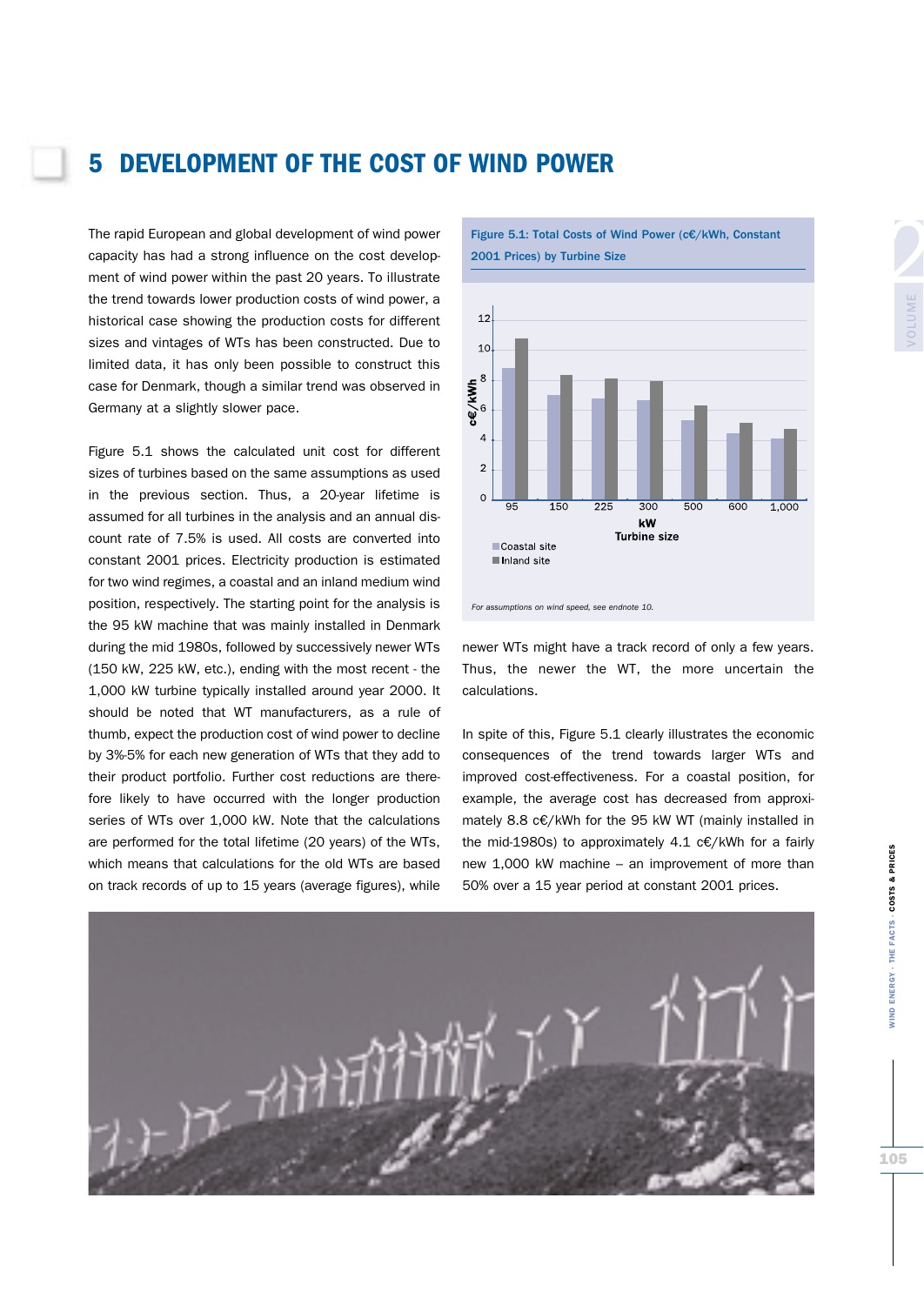# 5 DEVELOPMENT OF THE COST OF WIND POWER

The rapid European and global development of wind power capacity has had a strong influence on the cost development of wind power within the past 20 years. To illustrate the trend towards lower production costs of wind power, a historical case showing the production costs for different sizes and vintages of WTs has been constructed. Due to limited data, it has only been possible to construct this case for Denmark, though a similar trend was observed in Germany at a slightly slower pace.

Figure 5.1 shows the calculated unit cost for different sizes of turbines based on the same assumptions as used in the previous section. Thus, a 20-year lifetime is assumed for all turbines in the analysis and an annual discount rate of 7.5% is used. All costs are converted into constant 2001 prices. Electricity production is estimated for two wind regimes, a coastal and an inland medium wind position, respectively. The starting point for the analysis is the 95 kW machine that was mainly installed in Denmark during the mid 1980s, followed by successively newer WTs (150 kW, 225 kW, etc.), ending with the most recent - the 1,000 kW turbine typically installed around year 2000. It should be noted that WT manufacturers, as a rule of thumb, expect the production cost of wind power to decline by 3%-5% for each new generation of WTs that they add to their product portfolio. Further cost reductions are therefore likely to have occurred with the longer production series of WTs over 1,000 kW. Note that the calculations are performed for the total lifetime (20 years) of the WTs, which means that calculations for the old WTs are based on track records of up to 15 years (average figures), while newer WTs might have a track record of only a few years. Thus, the newer the WT, the more uncertain the calculations.

**Figure 5.1: Total Costs of Wind Power (c€/kWh, Constant 2001 Prices) by Turbine Size**

| Turbine size (kW) | 95 | 150 | 225 | 300 | 500 | 600 | 1,000 |
|---|---|---|---|---|---|---|---|
| Coastal site | 8.8 | 7.0 | 6.7 | 6.6 | 5.3 | 4.5 | 4.1 |
| Inland site | 10.8 | 8.3 | 8.1 | 7.9 | 6.3 | 5.2 | 4.8 |

*For assumptions on wind speed, see endnote 10.*

In spite of this, Figure 5.1 clearly illustrates the economic consequences of the trend towards larger WTs and improved cost-effectiveness. For a coastal position, for example, the average cost has decreased from approximately 8.8 c€/kWh for the 95 kW WT (mainly installed in the mid-1980s) to approximately 4.1 c€/kWh for a fairly new 1,000 kW machine – an improvement of more than 50% over a 15 year period at constant 2001 prices.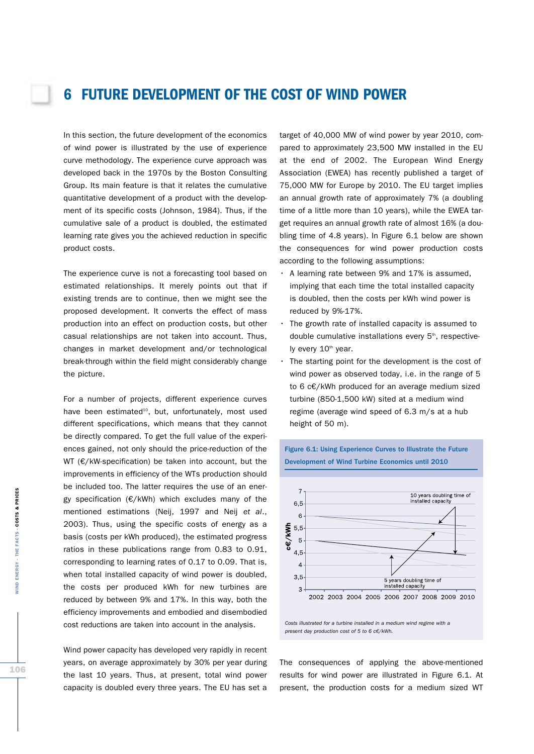# 6 FUTURE DEVELOPMENT OF THE COST OF WIND POWER

In this section, the future development of the economics of wind power is illustrated by the use of experience curve methodology. The experience curve approach was developed back in the 1970s by the Boston Consulting Group. Its main feature is that it relates the cumulative quantitative development of a product with the development of its specific costs (Johnson, 1984). Thus, if the cumulative sale of a product is doubled, the estimated learning rate gives you the achieved reduction in specific product costs.

The experience curve is not a forecasting tool based on estimated relationships. It merely points out that if existing trends are to continue, then we might see the proposed development. It converts the effect of mass production into an effect on production costs, but other casual relationships are not taken into account. Thus, changes in market development and/or technological break-through within the field might considerably change the picture.

For a number of projects, different experience curves have been estimated[10], but, unfortunately, most used different specifications, which means that they cannot be directly compared. To get the full value of the experiences gained, not only should the price-reduction of the WT (€/kW-specification) be taken into account, but the improvements in efficiency of the WTs production should be included too. The latter requires the use of an energy specification (€/kWh) which excludes many of the mentioned estimations (Neij, 1997 and Neij *et al.*, 2003). Thus, using the specific costs of energy as a basis (costs per kWh produced), the estimated progress ratios in these publications range from 0.83 to 0.91, corresponding to learning rates of 0.17 to 0.09. That is, when total installed capacity of wind power is doubled, the costs per produced kWh for new turbines are reduced by between 9% and 17%. In this way, both the efficiency improvements and embodied and disembodied cost reductions are taken into account in the analysis.

Wind power capacity has developed very rapidly in recent years, on average approximately by 30% per year during the last 10 years. Thus, at present, total wind power capacity is doubled every three years. The EU has set a target of 40,000 MW of wind power by year 2010, compared to approximately 23,500 MW installed in the EU at the end of 2002. The European Wind Energy Association (EWEA) has recently published a target of 75,000 MW for Europe by 2010. The EU target implies an annual growth rate of approximately 7% (a doubling time of a little more than 10 years), while the EWEA target requires an annual growth rate of almost 16% (a doubling time of 4.8 years). In Figure 6.1 below are shown the consequences for wind power production costs according to the following assumptions:

- A learning rate between 9% and 17% is assumed, implying that each time the total installed capacity is doubled, then the costs per kWh wind power is reduced by 9%-17%.
- The growth rate of installed capacity is assumed to double cumulative installations every 5th, respectively every 10th year.
- The starting point for the development is the cost of wind power as observed today, i.e. in the range of 5 to 6 c€/kWh produced for an average medium sized turbine (850-1,500 kW) sited at a medium wind regime (average wind speed of 6.3 m/s at a hub height of 50 m).

**Figure 6.1: Using Experience Curves to Illustrate the Future Development of Wind Turbine Economics until 2010**

Costs illustrated for a turbine installed in a medium wind regime with a present day production cost of 5 to 6 c€/kWh.

The consequences of applying the above-mentioned results for wind power are illustrated in Figure 6.1. At present, the production costs for a medium sized WT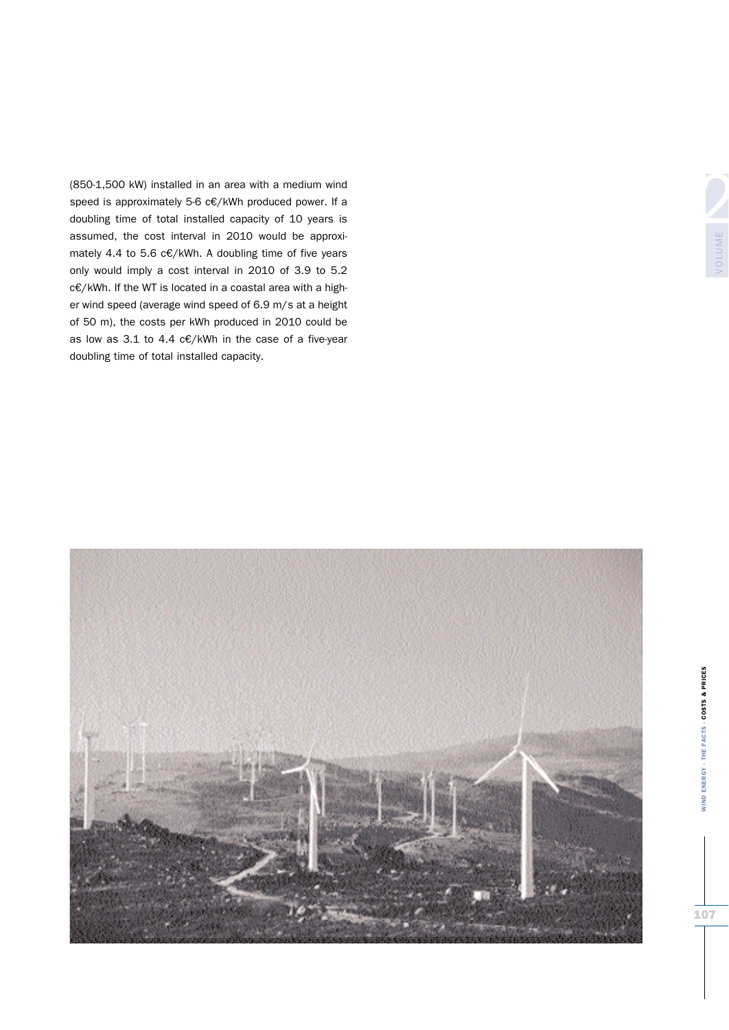(850-1,500 kW) installed in an area with a medium wind speed is approximately 5-6 c€/kWh produced power. If a doubling time of total installed capacity of 10 years is assumed, the cost interval in 2010 would be approximately 4.4 to 5.6 c€/kWh. A doubling time of five years only would imply a cost interval in 2010 of 3.9 to 5.2 c€/kWh. If the WT is located in a coastal area with a higher wind speed (average wind speed of 6.9 m/s at a height of 50 m), the costs per kWh produced in 2010 could be as low as 3.1 to 4.4 c€/kWh in the case of a five-year doubling time of total installed capacity.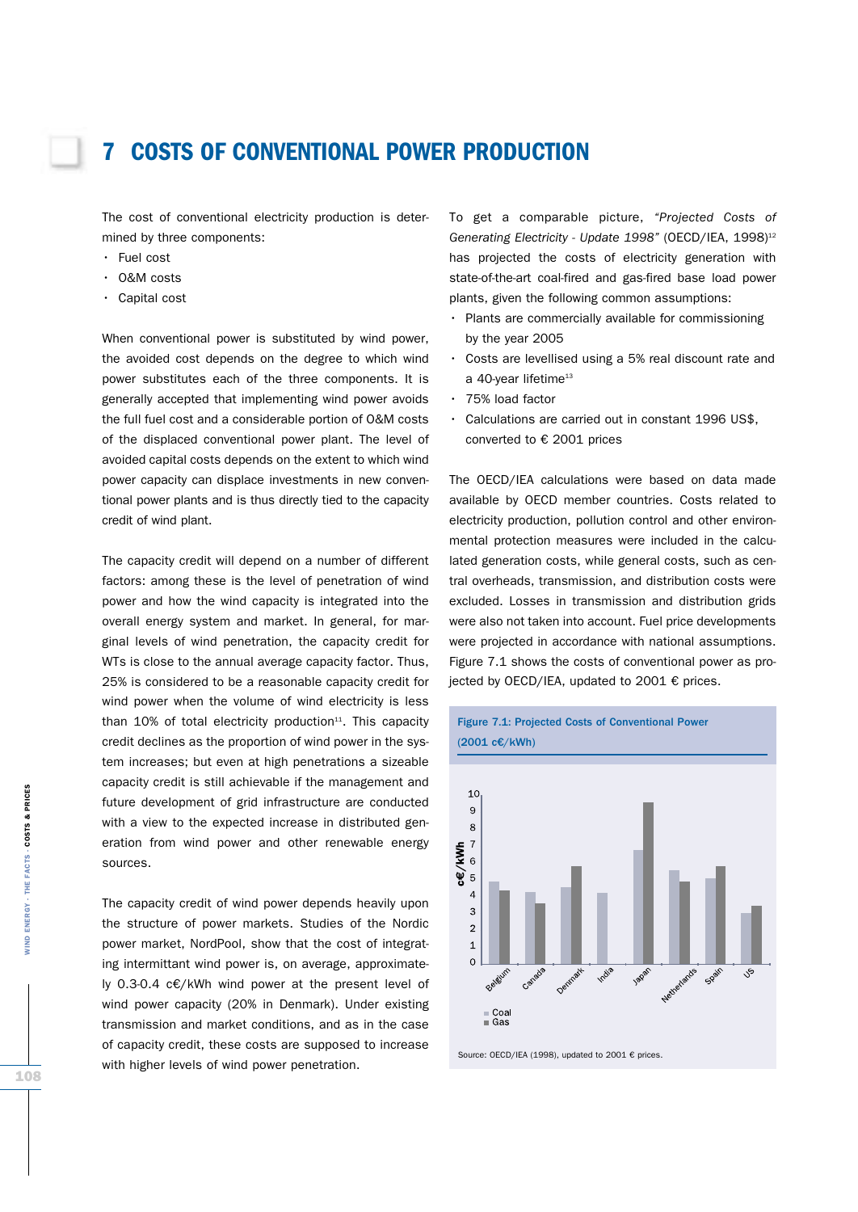# 7 COSTS OF CONVENTIONAL POWER PRODUCTION

The cost of conventional electricity production is determined by three components:

- Fuel cost
- O&M costs
- Capital cost

When conventional power is substituted by wind power, the avoided cost depends on the degree to which wind power substitutes each of the three components. It is generally accepted that implementing wind power avoids the full fuel cost and a considerable portion of O&M costs of the displaced conventional power plant. The level of avoided capital costs depends on the extent to which wind power capacity can displace investments in new conventional power plants and is thus directly tied to the capacity credit of wind plant.

The capacity credit will depend on a number of different factors: among these is the level of penetration of wind power and how the wind capacity is integrated into the overall energy system and market. In general, for marginal levels of wind penetration, the capacity credit for WTs is close to the annual average capacity factor. Thus, 25% is considered to be a reasonable capacity credit for wind power when the volume of wind electricity is less than 10% of total electricity production[11]. This capacity credit declines as the proportion of wind power in the system increases; but even at high penetrations a sizeable capacity credit is still achievable if the management and future development of grid infrastructure are conducted with a view to the expected increase in distributed generation from wind power and other renewable energy sources.

The capacity credit of wind power depends heavily upon the structure of power markets. Studies of the Nordic power market, NordPool, show that the cost of integrating intermittant wind power is, on average, approximately 0.3-0.4 c€/kWh wind power at the present level of wind power capacity (20% in Denmark). Under existing transmission and market conditions, and as in the case of capacity credit, these costs are supposed to increase with higher levels of wind power penetration.

To get a comparable picture, *"Projected Costs of Generating Electricity - Update 1998"* (OECD/IEA, 1998)[12] has projected the costs of electricity generation with state-of-the-art coal-fired and gas-fired base load power plants, given the following common assumptions:

- Plants are commercially available for commissioning by the year 2005
- Costs are levellised using a 5% real discount rate and a 40-year lifetime[13]
- 75% load factor
- Calculations are carried out in constant 1996 US$, converted to € 2001 prices

The OECD/IEA calculations were based on data made available by OECD member countries. Costs related to electricity production, pollution control and other environmental protection measures were included in the calculated generation costs, while general costs, such as central overheads, transmission, and distribution costs were excluded. Losses in transmission and distribution grids were also not taken into account. Fuel price developments were projected in accordance with national assumptions. Figure 7.1 shows the costs of conventional power as projected by OECD/IEA, updated to 2001 € prices.

**Figure 7.1: Projected Costs of Conventional Power (2001 c€/kWh)**

| Country | Coal (approx.) | Gas (approx.) |
|---|---|---|
| Belgium | 4.9 | 4.4 |
| Canada | 4.3 | 3.6 |
| Denmark | 4.6 | 5.8 |
| India | 4.2 | – |
| Japan | 6.8 | 9.6 |
| Netherlands | 5.6 | 4.9 |
| Spain | 5.1 | 5.8 |
| US | 3.0 | 3.4 |

Source: OECD/IEA (1998), updated to 2001 € prices.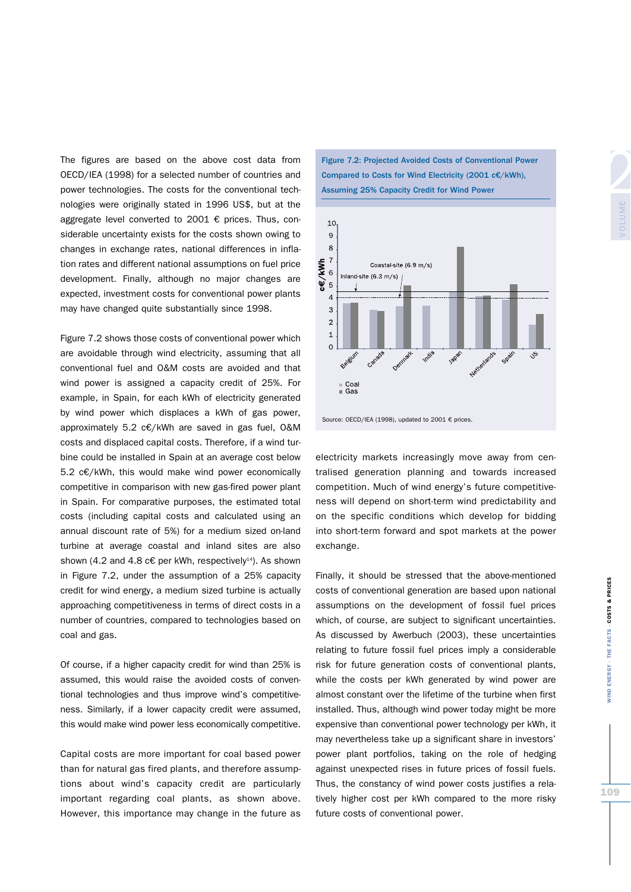The figures are based on the above cost data from OECD/IEA (1998) for a selected number of countries and power technologies. The costs for the conventional technologies were originally stated in 1996 US$, but at the aggregate level converted to 2001 € prices. Thus, considerable uncertainty exists for the costs shown owing to changes in exchange rates, national differences in inflation rates and different national assumptions on fuel price development. Finally, although no major changes are expected, investment costs for conventional power plants may have changed quite substantially since 1998.

Figure 7.2 shows those costs of conventional power which are avoidable through wind electricity, assuming that all conventional fuel and O&M costs are avoided and that wind power is assigned a capacity credit of 25%. For example, in Spain, for each kWh of electricity generated by wind power which displaces a kWh of gas power, approximately 5.2 c€/kWh are saved in gas fuel, O&M costs and displaced capital costs. Therefore, if a wind turbine could be installed in Spain at an average cost below 5.2 c€/kWh, this would make wind power economically competitive in comparison with new gas-fired power plant in Spain. For comparative purposes, the estimated total costs (including capital costs and calculated using an annual discount rate of 5%) for a medium sized on-land turbine at average coastal and inland sites are also shown (4.2 and 4.8 c€ per kWh, respectively[14]). As shown in Figure 7.2, under the assumption of a 25% capacity credit for wind energy, a medium sized turbine is actually approaching competitiveness in terms of direct costs in a number of countries, compared to technologies based on coal and gas.

Of course, if a higher capacity credit for wind than 25% is assumed, this would raise the avoided costs of conventional technologies and thus improve wind's competitiveness. Similarly, if a lower capacity credit were assumed, this would make wind power less economically competitive.

Capital costs are more important for coal based power than for natural gas fired plants, and therefore assumptions about wind's capacity credit are particularly important regarding coal plants, as shown above. However, this importance may change in the future as electricity markets increasingly move away from centralised generation planning and towards increased competition. Much of wind energy's future competitiveness will depend on short-term wind predictability and on the specific conditions which develop for bidding into short-term forward and spot markets at the power exchange.

Finally, it should be stressed that the above-mentioned costs of conventional generation are based upon national assumptions on the development of fossil fuel prices which, of course, are subject to significant uncertainties. As discussed by Awerbuch (2003), these uncertainties relating to future fossil fuel prices imply a considerable risk for future generation costs of conventional plants, while the costs per kWh generated by wind power are almost constant over the lifetime of the turbine when first installed. Thus, although wind power today might be more expensive than conventional power technology per kWh, it may nevertheless take up a significant share in investors' power plant portfolios, taking on the role of hedging against unexpected rises in future prices of fossil fuels. Thus, the constancy of wind power costs justifies a relatively higher cost per kWh compared to the more risky future costs of conventional power.

**Figure 7.2: Projected Avoided Costs of Conventional Power Compared to Costs for Wind Electricity (2001 c€/kWh), Assuming 25% Capacity Credit for Wind Power**

Source: OECD/IEA (1998), updated to 2001 € prices.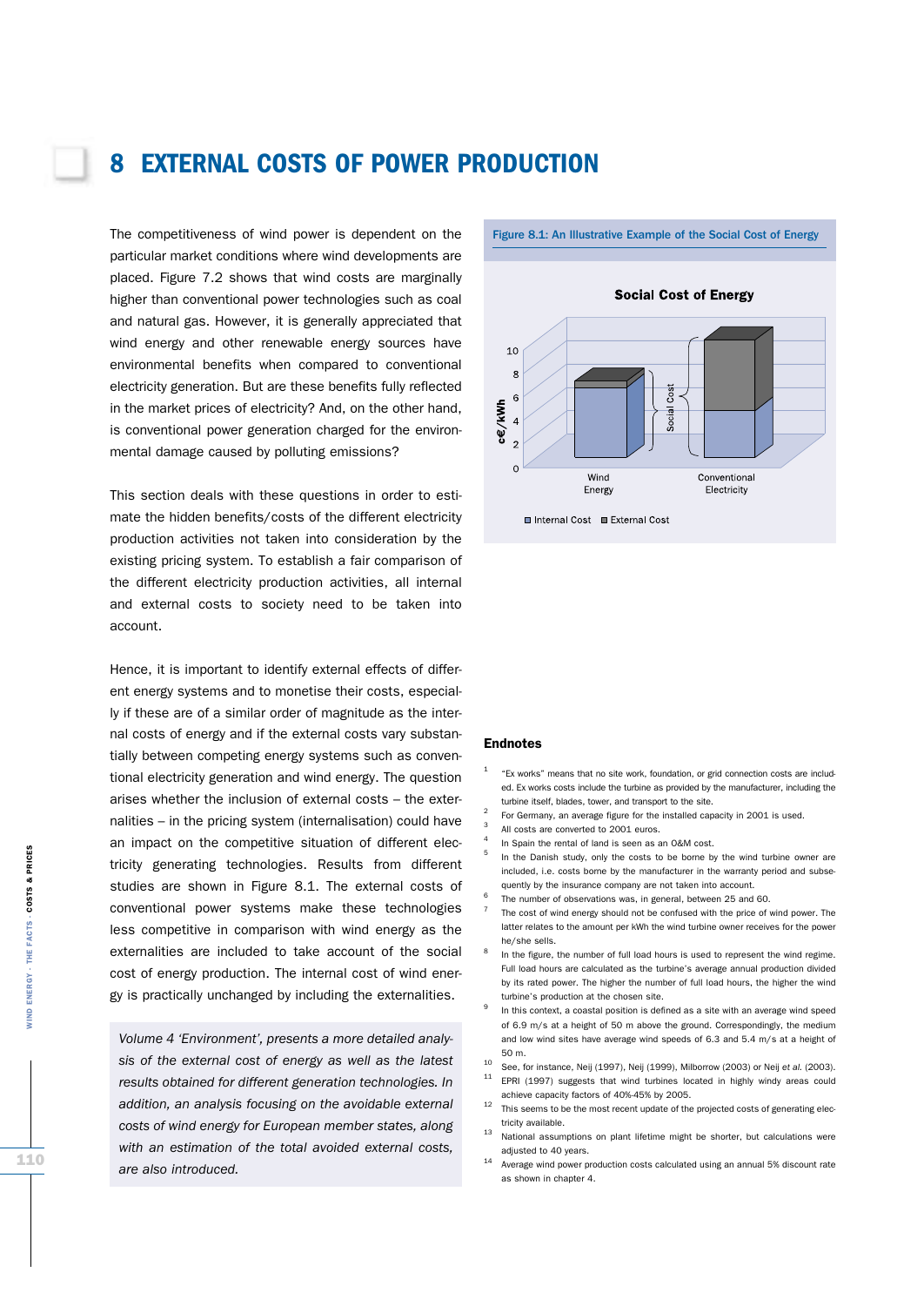# 8 EXTERNAL COSTS OF POWER PRODUCTION

The competitiveness of wind power is dependent on the particular market conditions where wind developments are placed. Figure 7.2 shows that wind costs are marginally higher than conventional power technologies such as coal and natural gas. However, it is generally appreciated that wind energy and other renewable energy sources have environmental benefits when compared to conventional electricity generation. But are these benefits fully reflected in the market prices of electricity? And, on the other hand, is conventional power generation charged for the environmental damage caused by polluting emissions?

This section deals with these questions in order to estimate the hidden benefits/costs of the different electricity production activities not taken into consideration by the existing pricing system. To establish a fair comparison of the different electricity production activities, all internal and external costs to society need to be taken into account.

Hence, it is important to identify external effects of different energy systems and to monetise their costs, especially if these are of a similar order of magnitude as the internal costs of energy and if the external costs vary substantially between competing energy systems such as conventional electricity generation and wind energy. The question arises whether the inclusion of external costs – the externalities – in the pricing system (internalisation) could have an impact on the competitive situation of different electricity generating technologies. Results from different studies are shown in Figure 8.1. The external costs of conventional power systems make these technologies less competitive in comparison with wind energy as the externalities are included to take account of the social cost of energy production. The internal cost of wind energy is practically unchanged by including the externalities.

*Volume 4 'Environment', presents a more detailed analysis of the external cost of energy as well as the latest results obtained for different generation technologies. In addition, are an analysis focusing on the avoidable external costs of wind energy for European member states, along with an estimation of the total avoided external costs, are also introduced.*

**Figure 8.1: An Illustrative Example of the Social Cost of Energy**

Social Cost of Energy

c€/kWh

0
2
4
6
8
10

Social Cost

Wind Energy

Conventional Electricity

Internal Cost
External Cost

### Endnotes

1. "Ex works" means that no site work, foundation, or grid connection costs are included. Ex works costs include the turbine as provided by the manufacturer, including the turbine itself, blades, tower, and transport to the site.
2. For Germany, an average figure for the installed capacity in 2001 is used.
3. All costs are converted to 2001 euros.
4. In Spain the rental of land is seen as an O&M cost.
5. In the Danish study, only the costs to be borne by the wind turbine owner are included, i.e. costs borne by the manufacturer in the warranty period and subsequently by the insurance company are not taken into account.
6. The number of observations was, in general, between 25 and 60.
7. The cost of wind energy should not be confused with the price of wind power. The latter relates to the amount per kWh the wind turbine owner receives for the power he/she sells.
8. In the figure, the number of full load hours is used to represent the wind regime. Full load hours are calculated as the turbine's average annual production divided by its rated power. The higher the number of full load hours, the higher the wind turbine's production at the chosen site.
9. In this context, a coastal position is defined as a site with an average wind speed of 6.9 m/s at a height of 50 m above the ground. Correspondingly, the medium and low wind sites have average wind speeds of 6.3 and 5.4 m/s at a height of 50 m.
10. See, for instance, Neij (1997), Neij (1999), Milborrow (2003) or Neij *et al.* (2003).
11. EPRI (1997) suggests that wind turbines located in highly windy areas could achieve capacity factors of 40%-45% by 2005.
12. This seems to be the most recent update of the projected costs of generating electricity available.
13. National assumptions on plant lifetime might be shorter, but calculations were adjusted to 40 years.
14. Average wind power production costs calculated using an annual 5% discount rate as shown in chapter 4.